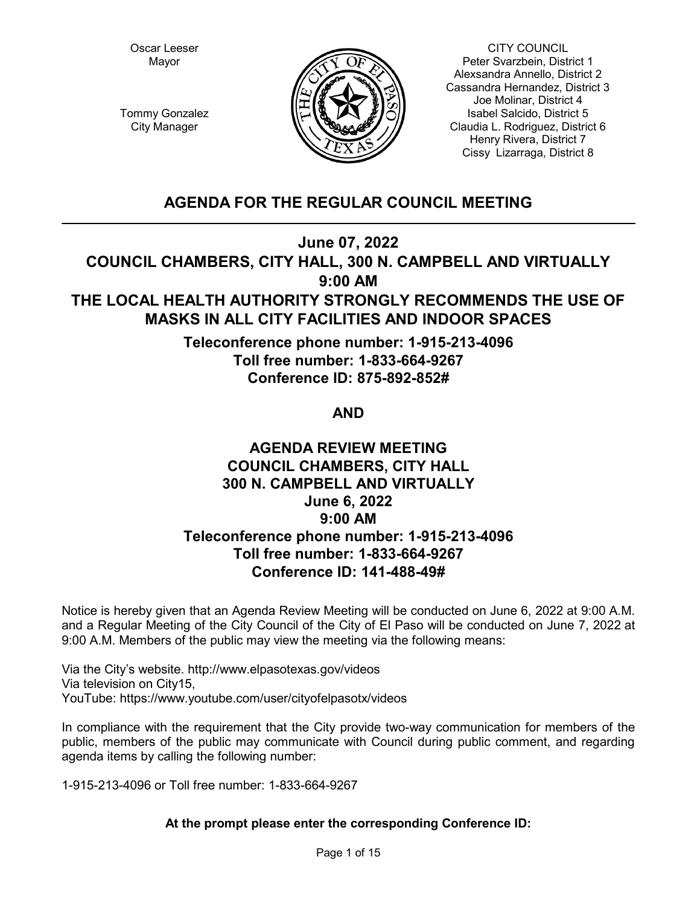Oscar Leeser
Mayor

Tommy Gonzalez
City Manager

CITY COUNCIL
Peter Svarzbein, District 1
Alexsandra Annello, District 2
Cassandra Hernandez, District 3
Joe Molinar, District 4
Isabel Salcido, District 5
Claudia L. Rodriguez, District 6
Henry Rivera, District 7
Cissy Lizarraga, District 8

## AGENDA FOR THE REGULAR COUNCIL MEETING

**June 07, 2022**
**COUNCIL CHAMBERS, CITY HALL, 300 N. CAMPBELL AND VIRTUALLY**
**9:00 AM**
**THE LOCAL HEALTH AUTHORITY STRONGLY RECOMMENDS THE USE OF MASKS IN ALL CITY FACILITIES AND INDOOR SPACES**

**Teleconference phone number: 1-915-213-4096**
**Toll free number: 1-833-664-9267**
**Conference ID: 875-892-852#**

**AND**

**AGENDA REVIEW MEETING**
**COUNCIL CHAMBERS, CITY HALL**
**300 N. CAMPBELL AND VIRTUALLY**
**June 6, 2022**
**9:00 AM**
**Teleconference phone number: 1-915-213-4096**
**Toll free number: 1-833-664-9267**
**Conference ID: 141-488-49#**

Notice is hereby given that an Agenda Review Meeting will be conducted on June 6, 2022 at 9:00 A.M. and a Regular Meeting of the City Council of the City of El Paso will be conducted on June 7, 2022 at 9:00 A.M. Members of the public may view the meeting via the following means:

Via the City's website. http://www.elpasotexas.gov/videos
Via television on City15,
YouTube: https://www.youtube.com/user/cityofelpasotx/videos

In compliance with the requirement that the City provide two-way communication for members of the public, members of the public may communicate with Council during public comment, and regarding agenda items by calling the following number:

1-915-213-4096 or Toll free number: 1-833-664-9267

**At the prompt please enter the corresponding Conference ID:**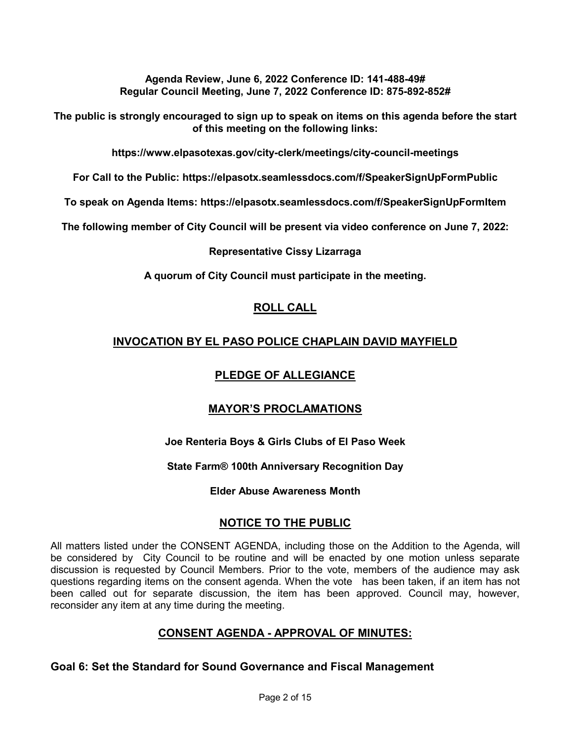**Agenda Review, June 6, 2022 Conference ID: 141-488-49#**
**Regular Council Meeting, June 7, 2022 Conference ID: 875-892-852#**

**The public is strongly encouraged to sign up to speak on items on this agenda before the start of this meeting on the following links:**

**https://www.elpasotexas.gov/city-clerk/meetings/city-council-meetings**

**For Call to the Public: https://elpasotx.seamlessdocs.com/f/SpeakerSignUpFormPublic**

**To speak on Agenda Items: https://elpasotx.seamlessdocs.com/f/SpeakerSignUpFormItem**

**The following member of City Council will be present via video conference on June 7, 2022:**

**Representative Cissy Lizarraga**

**A quorum of City Council must participate in the meeting.**

## ROLL CALL

## INVOCATION BY EL PASO POLICE CHAPLAIN DAVID MAYFIELD

## PLEDGE OF ALLEGIANCE

## MAYOR'S PROCLAMATIONS

**Joe Renteria Boys & Girls Clubs of El Paso Week**

**State Farm® 100th Anniversary Recognition Day**

**Elder Abuse Awareness Month**

## NOTICE TO THE PUBLIC

All matters listed under the CONSENT AGENDA, including those on the Addition to the Agenda, will be considered by City Council to be routine and will be enacted by one motion unless separate discussion is requested by Council Members. Prior to the vote, members of the audience may ask questions regarding items on the consent agenda. When the vote has been taken, if an item has not been called out for separate discussion, the item has been approved. Council may, however, reconsider any item at any time during the meeting.

## CONSENT AGENDA - APPROVAL OF MINUTES:

### Goal 6: Set the Standard for Sound Governance and Fiscal Management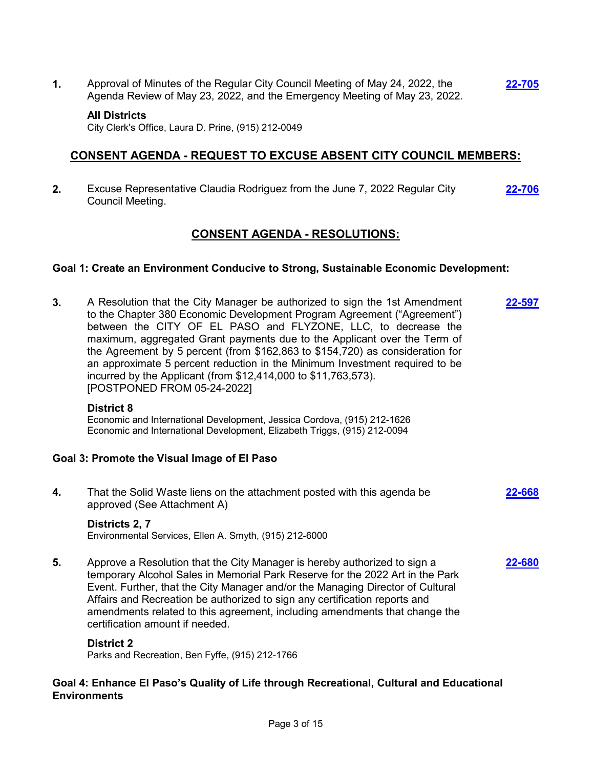1. Approval of Minutes of the Regular City Council Meeting of May 24, 2022, the Agenda Review of May 23, 2022, and the Emergency Meeting of May 23, 2022. **22-705**

   **All Districts**
   City Clerk's Office, Laura D. Prine, (915) 212-0049

## CONSENT AGENDA - REQUEST TO EXCUSE ABSENT CITY COUNCIL MEMBERS:

2. Excuse Representative Claudia Rodriguez from the June 7, 2022 Regular City Council Meeting. **22-706**

## CONSENT AGENDA - RESOLUTIONS:

### Goal 1: Create an Environment Conducive to Strong, Sustainable Economic Development:

3. A Resolution that the City Manager be authorized to sign the 1st Amendment to the Chapter 380 Economic Development Program Agreement ("Agreement") between the CITY OF EL PASO and FLYZONE, LLC, to decrease the maximum, aggregated Grant payments due to the Applicant over the Term of the Agreement by 5 percent (from $162,863 to $154,720) as consideration for an approximate 5 percent reduction in the Minimum Investment required to be incurred by the Applicant (from $12,414,000 to $11,763,573). [POSTPONED FROM 05-24-2022] **22-597**

   **District 8**
   Economic and International Development, Jessica Cordova, (915) 212-1626
   Economic and International Development, Elizabeth Triggs, (915) 212-0094

### Goal 3: Promote the Visual Image of El Paso

4. That the Solid Waste liens on the attachment posted with this agenda be approved (See Attachment A) **22-668**

   **Districts 2, 7**
   Environmental Services, Ellen A. Smyth, (915) 212-6000

5. Approve a Resolution that the City Manager is hereby authorized to sign a temporary Alcohol Sales in Memorial Park Reserve for the 2022 Art in the Park Event. Further, that the City Manager and/or the Managing Director of Cultural Affairs and Recreation be authorized to sign any certification reports and amendments related to this agreement, including amendments that change the certification amount if needed. **22-680**

   **District 2**
   Parks and Recreation, Ben Fyffe, (915) 212-1766

### Goal 4: Enhance El Paso's Quality of Life through Recreational, Cultural and Educational Environments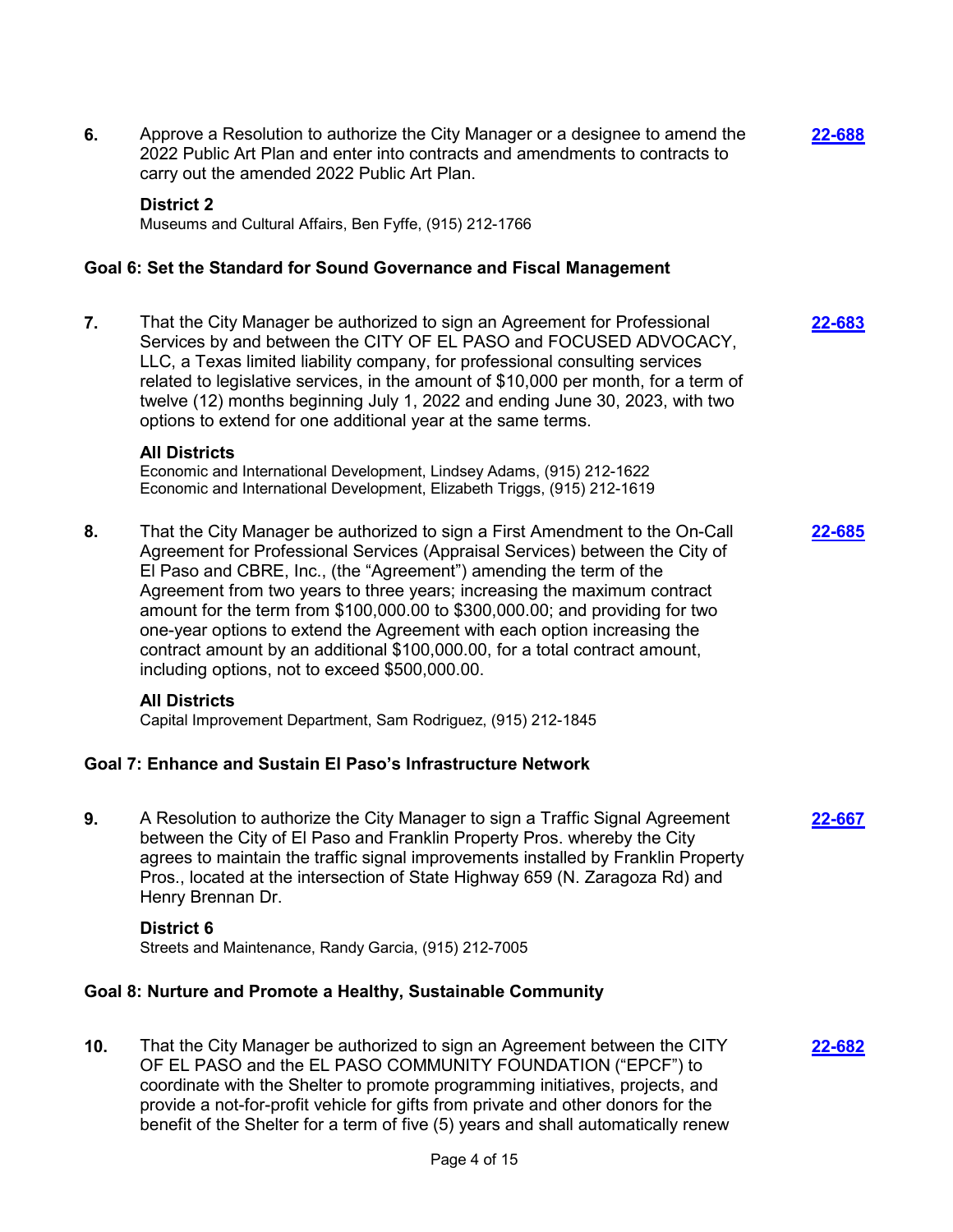6. Approve a Resolution to authorize the City Manager or a designee to amend the 2022 Public Art Plan and enter into contracts and amendments to contracts to carry out the amended 2022 Public Art Plan. **22-688**

**District 2**
Museums and Cultural Affairs, Ben Fyffe, (915) 212-1766

### Goal 6: Set the Standard for Sound Governance and Fiscal Management

7. That the City Manager be authorized to sign an Agreement for Professional Services by and between the CITY OF EL PASO and FOCUSED ADVOCACY, LLC, a Texas limited liability company, for professional consulting services related to legislative services, in the amount of $10,000 per month, for a term of twelve (12) months beginning July 1, 2022 and ending June 30, 2023, with two options to extend for one additional year at the same terms. **22-683**

**All Districts**
Economic and International Development, Lindsey Adams, (915) 212-1622
Economic and International Development, Elizabeth Triggs, (915) 212-1619

8. That the City Manager be authorized to sign a First Amendment to the On-Call Agreement for Professional Services (Appraisal Services) between the City of El Paso and CBRE, Inc., (the "Agreement") amending the term of the Agreement from two years to three years; increasing the maximum contract amount for the term from $100,000.00 to $300,000.00; and providing for two one-year options to extend the Agreement with each option increasing the contract amount by an additional $100,000.00, for a total contract amount, including options, not to exceed $500,000.00. **22-685**

**All Districts**
Capital Improvement Department, Sam Rodriguez, (915) 212-1845

### Goal 7: Enhance and Sustain El Paso's Infrastructure Network

9. A Resolution to authorize the City Manager to sign a Traffic Signal Agreement between the City of El Paso and Franklin Property Pros. whereby the City agrees to maintain the traffic signal improvements installed by Franklin Property Pros., located at the intersection of State Highway 659 (N. Zaragoza Rd) and Henry Brennan Dr. **22-667**

**District 6**
Streets and Maintenance, Randy Garcia, (915) 212-7005

### Goal 8: Nurture and Promote a Healthy, Sustainable Community

10. That the City Manager be authorized to sign an Agreement between the CITY OF EL PASO and the EL PASO COMMUNITY FOUNDATION ("EPCF") to coordinate with the Shelter to promote programming initiatives, projects, and provide a not-for-profit vehicle for gifts from private and other donors for the benefit of the Shelter for a term of five (5) years and shall automatically renew **22-682**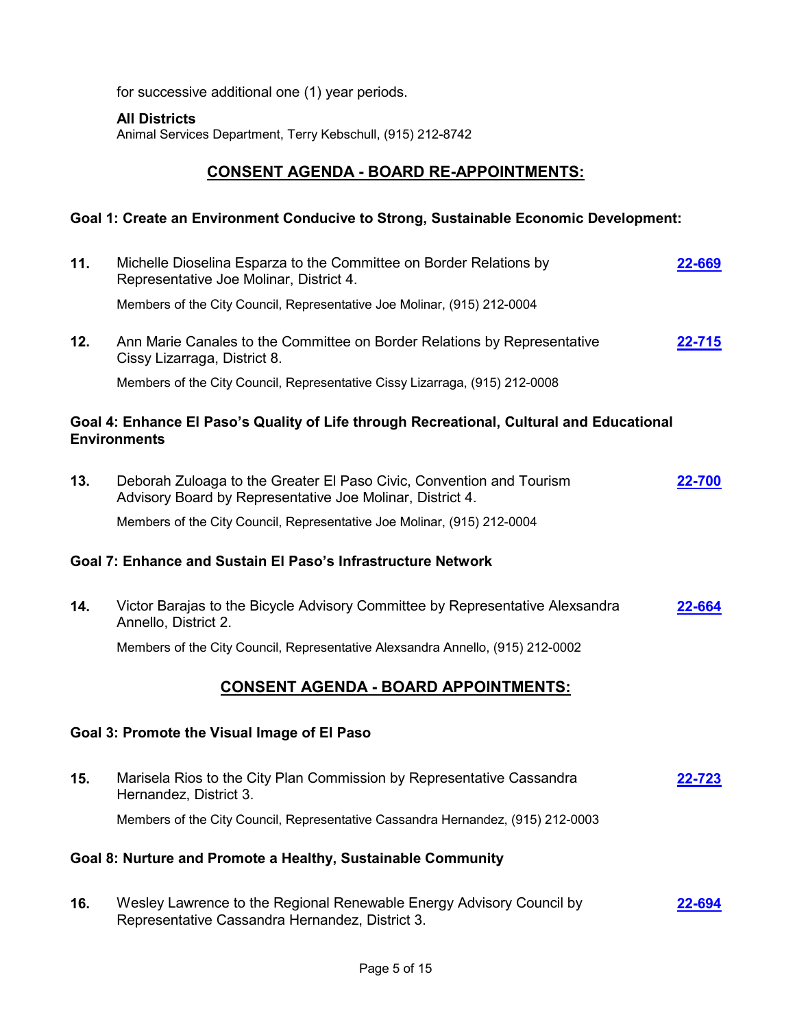for successive additional one (1) year periods.

**All Districts**
Animal Services Department, Terry Kebschull, (915) 212-8742

## CONSENT AGENDA - BOARD RE-APPOINTMENTS:

### Goal 1: Create an Environment Conducive to Strong, Sustainable Economic Development:

**11.** Michelle Dioselina Esparza to the Committee on Border Relations by Representative Joe Molinar, District 4. **22-669**

Members of the City Council, Representative Joe Molinar, (915) 212-0004

**12.** Ann Marie Canales to the Committee on Border Relations by Representative Cissy Lizarraga, District 8. **22-715**

Members of the City Council, Representative Cissy Lizarraga, (915) 212-0008

### Goal 4: Enhance El Paso's Quality of Life through Recreational, Cultural and Educational Environments

**13.** Deborah Zuloaga to the Greater El Paso Civic, Convention and Tourism Advisory Board by Representative Joe Molinar, District 4. **22-700**

Members of the City Council, Representative Joe Molinar, (915) 212-0004

### Goal 7: Enhance and Sustain El Paso's Infrastructure Network

**14.** Victor Barajas to the Bicycle Advisory Committee by Representative Alexsandra Annello, District 2. **22-664**

Members of the City Council, Representative Alexsandra Annello, (915) 212-0002

## CONSENT AGENDA - BOARD APPOINTMENTS:

### Goal 3: Promote the Visual Image of El Paso

**15.** Marisela Rios to the City Plan Commission by Representative Cassandra Hernandez, District 3. **22-723**

Members of the City Council, Representative Cassandra Hernandez, (915) 212-0003

### Goal 8: Nurture and Promote a Healthy, Sustainable Community

**16.** Wesley Lawrence to the Regional Renewable Energy Advisory Council by Representative Cassandra Hernandez, District 3. **22-694**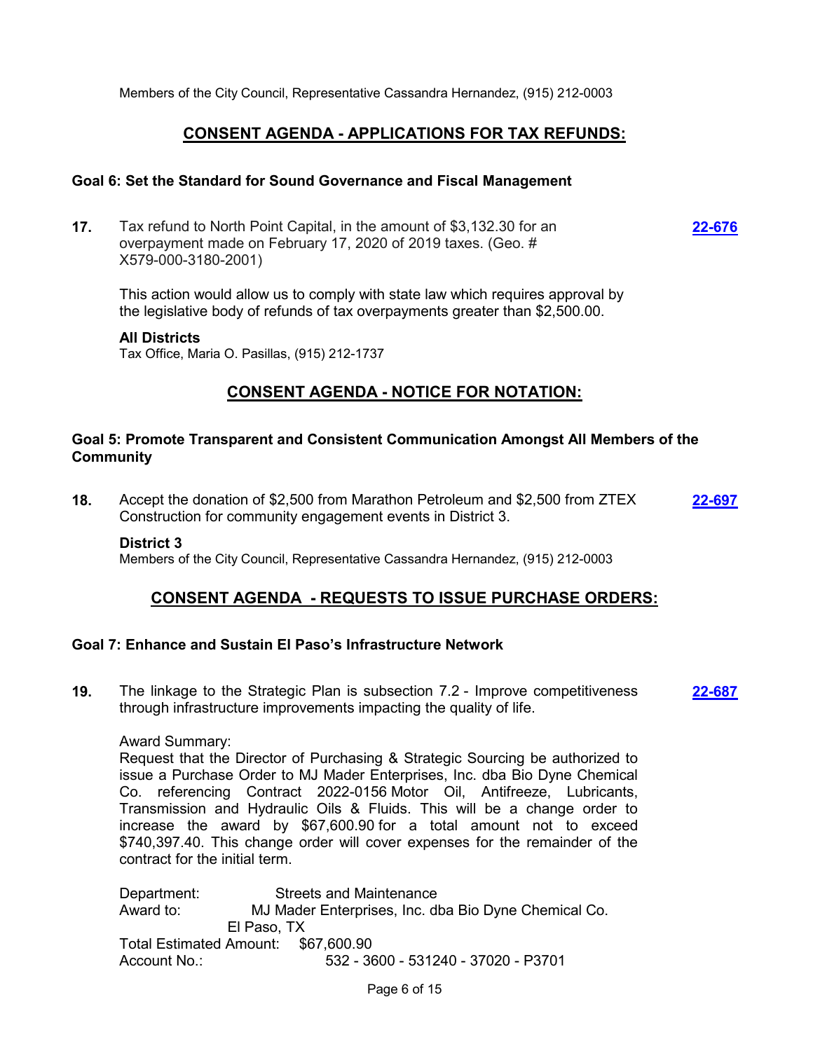Members of the City Council, Representative Cassandra Hernandez, (915) 212-0003

## CONSENT AGENDA - APPLICATIONS FOR TAX REFUNDS:

### Goal 6: Set the Standard for Sound Governance and Fiscal Management

**17.** Tax refund to North Point Capital, in the amount of $3,132.30 for an overpayment made on February 17, 2020 of 2019 taxes. (Geo. # X579-000-3180-2001) **22-676**

This action would allow us to comply with state law which requires approval by the legislative body of refunds of tax overpayments greater than $2,500.00.

**All Districts**
Tax Office, Maria O. Pasillas, (915) 212-1737

## CONSENT AGENDA - NOTICE FOR NOTATION:

### Goal 5: Promote Transparent and Consistent Communication Amongst All Members of the Community

**18.** Accept the donation of $2,500 from Marathon Petroleum and $2,500 from ZTEX Construction for community engagement events in District 3. **22-697**

**District 3**
Members of the City Council, Representative Cassandra Hernandez, (915) 212-0003

## CONSENT AGENDA - REQUESTS TO ISSUE PURCHASE ORDERS:

### Goal 7: Enhance and Sustain El Paso's Infrastructure Network

**19.** The linkage to the Strategic Plan is subsection 7.2 - Improve competitiveness through infrastructure improvements impacting the quality of life. **22-687**

Award Summary:
Request that the Director of Purchasing & Strategic Sourcing be authorized to issue a Purchase Order to MJ Mader Enterprises, Inc. dba Bio Dyne Chemical Co. referencing Contract 2022-0156 Motor Oil, Antifreeze, Lubricants, Transmission and Hydraulic Oils & Fluids. This will be a change order to increase the award by $67,600.90 for a total amount not to exceed $740,397.40. This change order will cover expenses for the remainder of the contract for the initial term.

Department: Streets and Maintenance
Award to: MJ Mader Enterprises, Inc. dba Bio Dyne Chemical Co.
El Paso, TX
Total Estimated Amount: $67,600.90
Account No.: 532 - 3600 - 531240 - 37020 - P3701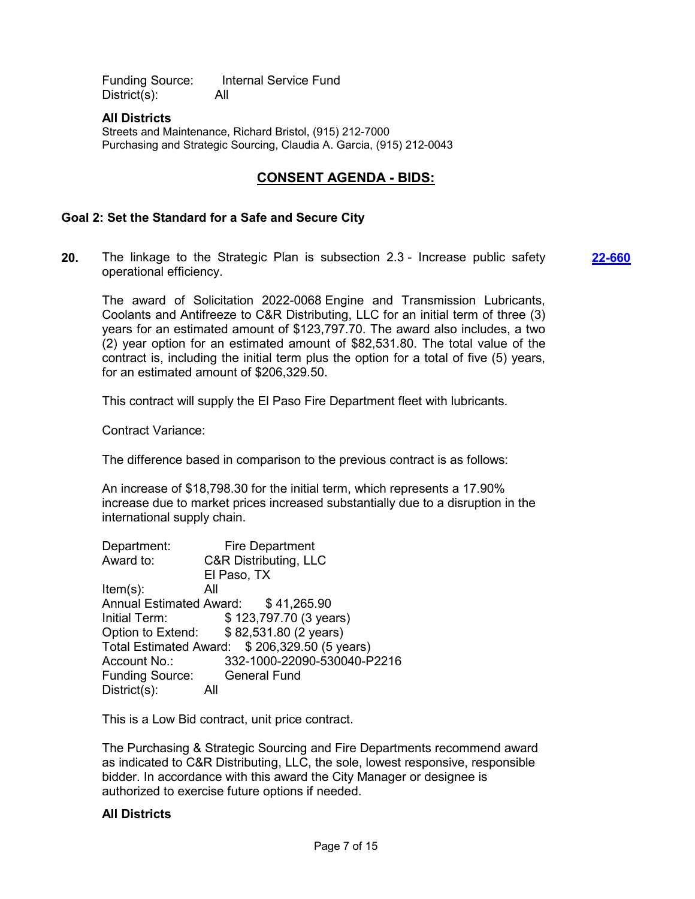Funding Source: Internal Service Fund
District(s): All

**All Districts**
Streets and Maintenance, Richard Bristol, (915) 212-7000
Purchasing and Strategic Sourcing, Claudia A. Garcia, (915) 212-0043

## CONSENT AGENDA - BIDS:

### Goal 2: Set the Standard for a Safe and Secure City

**20.** The linkage to the Strategic Plan is subsection 2.3 - Increase public safety operational efficiency. **22-660**

The award of Solicitation 2022-0068 Engine and Transmission Lubricants, Coolants and Antifreeze to C&R Distributing, LLC for an initial term of three (3) years for an estimated amount of $123,797.70. The award also includes, a two (2) year option for an estimated amount of $82,531.80. The total value of the contract is, including the initial term plus the option for a total of five (5) years, for an estimated amount of $206,329.50.

This contract will supply the El Paso Fire Department fleet with lubricants.

Contract Variance:

The difference based in comparison to the previous contract is as follows:

An increase of $18,798.30 for the initial term, which represents a 17.90% increase due to market prices increased substantially due to a disruption in the international supply chain.

Department: Fire Department
Award to: C&R Distributing, LLC
El Paso, TX
Item(s): All
Annual Estimated Award: $ 41,265.90
Initial Term: $ 123,797.70 (3 years)
Option to Extend: $ 82,531.80 (2 years)
Total Estimated Award: $ 206,329.50 (5 years)
Account No.: 332-1000-22090-530040-P2216
Funding Source: General Fund
District(s): All

This is a Low Bid contract, unit price contract.

The Purchasing & Strategic Sourcing and Fire Departments recommend award as indicated to C&R Distributing, LLC, the sole, lowest responsive, responsible bidder. In accordance with this award the City Manager or designee is authorized to exercise future options if needed.

**All Districts**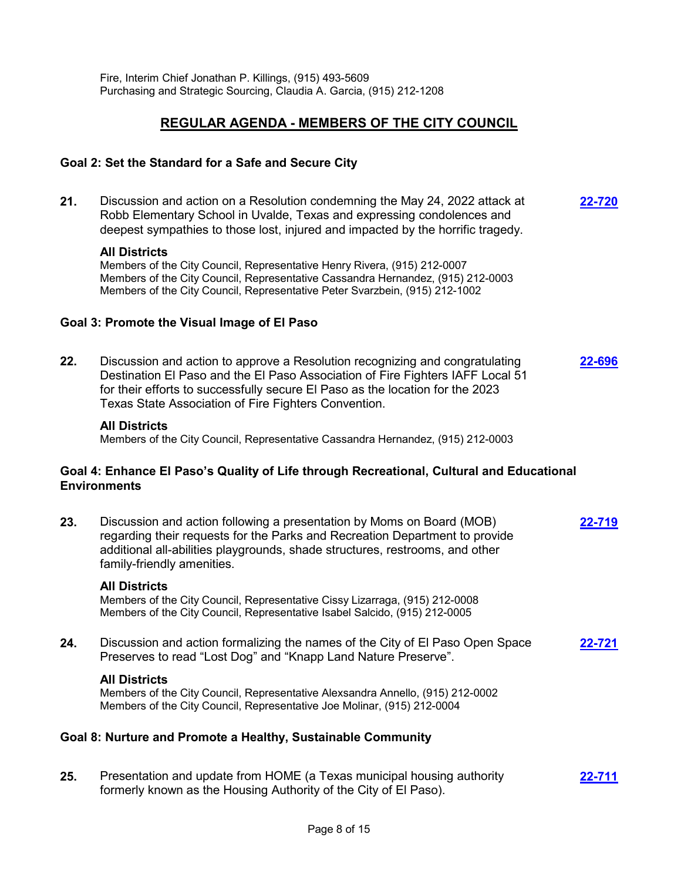Fire, Interim Chief Jonathan P. Killings, (915) 493-5609
Purchasing and Strategic Sourcing, Claudia A. Garcia, (915) 212-1208

## REGULAR AGENDA - MEMBERS OF THE CITY COUNCIL

### Goal 2: Set the Standard for a Safe and Secure City

**21.** Discussion and action on a Resolution condemning the May 24, 2022 attack at Robb Elementary School in Uvalde, Texas and expressing condolences and deepest sympathies to those lost, injured and impacted by the horrific tragedy. **22-720**

**All Districts**
Members of the City Council, Representative Henry Rivera, (915) 212-0007
Members of the City Council, Representative Cassandra Hernandez, (915) 212-0003
Members of the City Council, Representative Peter Svarzbein, (915) 212-1002

### Goal 3: Promote the Visual Image of El Paso

**22.** Discussion and action to approve a Resolution recognizing and congratulating Destination El Paso and the El Paso Association of Fire Fighters IAFF Local 51 for their efforts to successfully secure El Paso as the location for the 2023 Texas State Association of Fire Fighters Convention. **22-696**

**All Districts**
Members of the City Council, Representative Cassandra Hernandez, (915) 212-0003

### Goal 4: Enhance El Paso's Quality of Life through Recreational, Cultural and Educational Environments

**23.** Discussion and action following a presentation by Moms on Board (MOB) regarding their requests for the Parks and Recreation Department to provide additional all-abilities playgrounds, shade structures, restrooms, and other family-friendly amenities. **22-719**

**All Districts**
Members of the City Council, Representative Cissy Lizarraga, (915) 212-0008
Members of the City Council, Representative Isabel Salcido, (915) 212-0005

**24.** Discussion and action formalizing the names of the City of El Paso Open Space Preserves to read "Lost Dog" and "Knapp Land Nature Preserve". **22-721**

**All Districts**
Members of the City Council, Representative Alexsandra Annello, (915) 212-0002
Members of the City Council, Representative Joe Molinar, (915) 212-0004

### Goal 8: Nurture and Promote a Healthy, Sustainable Community

**25.** Presentation and update from HOME (a Texas municipal housing authority formerly known as the Housing Authority of the City of El Paso). **22-711**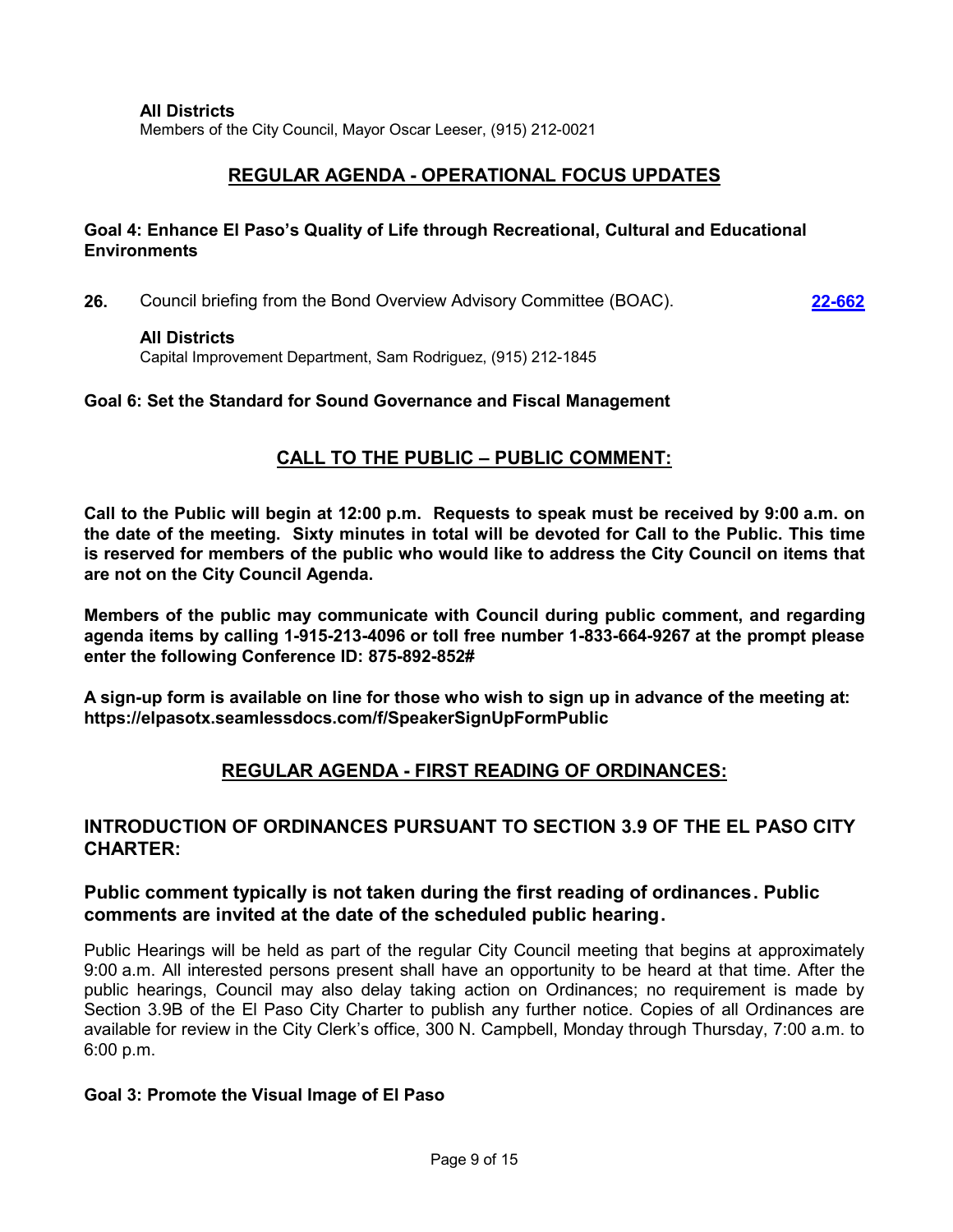**All Districts**
Members of the City Council, Mayor Oscar Leeser, (915) 212-0021

## REGULAR AGENDA - OPERATIONAL FOCUS UPDATES

**Goal 4: Enhance El Paso's Quality of Life through Recreational, Cultural and Educational Environments**

**26.** Council briefing from the Bond Overview Advisory Committee (BOAC). **22-662**

**All Districts**
Capital Improvement Department, Sam Rodriguez, (915) 212-1845

**Goal 6: Set the Standard for Sound Governance and Fiscal Management**

## CALL TO THE PUBLIC – PUBLIC COMMENT:

**Call to the Public will begin at 12:00 p.m. Requests to speak must be received by 9:00 a.m. on the date of the meeting. Sixty minutes in total will be devoted for Call to the Public. This time is reserved for members of the public who would like to address the City Council on items that are not on the City Council Agenda.**

**Members of the public may communicate with Council during public comment, and regarding agenda items by calling 1-915-213-4096 or toll free number 1-833-664-9267 at the prompt please enter the following Conference ID: 875-892-852#**

**A sign-up form is available on line for those who wish to sign up in advance of the meeting at: https://elpasotx.seamlessdocs.com/f/SpeakerSignUpFormPublic**

## REGULAR AGENDA - FIRST READING OF ORDINANCES:

### INTRODUCTION OF ORDINANCES PURSUANT TO SECTION 3.9 OF THE EL PASO CITY CHARTER:

### Public comment typically is not taken during the first reading of ordinances. Public comments are invited at the date of the scheduled public hearing.

Public Hearings will be held as part of the regular City Council meeting that begins at approximately 9:00 a.m. All interested persons present shall have an opportunity to be heard at that time. After the public hearings, Council may also delay taking action on Ordinances; no requirement is made by Section 3.9B of the El Paso City Charter to publish any further notice. Copies of all Ordinances are available for review in the City Clerk's office, 300 N. Campbell, Monday through Thursday, 7:00 a.m. to 6:00 p.m.

**Goal 3: Promote the Visual Image of El Paso**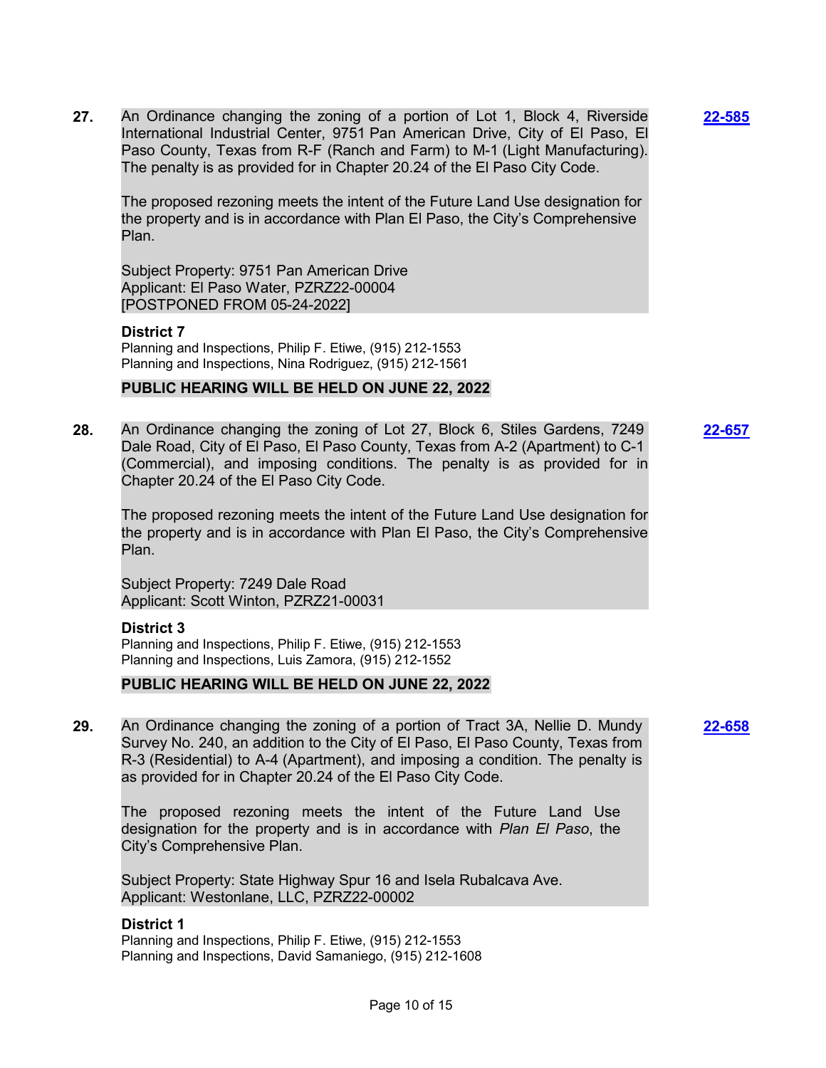**27.** An Ordinance changing the zoning of a portion of Lot 1, Block 4, Riverside International Industrial Center, 9751 Pan American Drive, City of El Paso, El Paso County, Texas from R-F (Ranch and Farm) to M-1 (Light Manufacturing). The penalty is as provided for in Chapter 20.24 of the El Paso City Code.

**22-585**

The proposed rezoning meets the intent of the Future Land Use designation for the property and is in accordance with Plan El Paso, the City's Comprehensive Plan.

Subject Property: 9751 Pan American Drive
Applicant: El Paso Water, PZRZ22-00004
[POSTPONED FROM 05-24-2022]

**District 7**
Planning and Inspections, Philip F. Etiwe, (915) 212-1553
Planning and Inspections, Nina Rodriguez, (915) 212-1561

**PUBLIC HEARING WILL BE HELD ON JUNE 22, 2022**

**28.** An Ordinance changing the zoning of Lot 27, Block 6, Stiles Gardens, 7249 Dale Road, City of El Paso, El Paso County, Texas from A-2 (Apartment) to C-1 (Commercial), and imposing conditions. The penalty is as provided for in Chapter 20.24 of the El Paso City Code.

**22-657**

The proposed rezoning meets the intent of the Future Land Use designation for the property and is in accordance with Plan El Paso, the City's Comprehensive Plan.

Subject Property: 7249 Dale Road
Applicant: Scott Winton, PZRZ21-00031

**District 3**
Planning and Inspections, Philip F. Etiwe, (915) 212-1553
Planning and Inspections, Luis Zamora, (915) 212-1552

**PUBLIC HEARING WILL BE HELD ON JUNE 22, 2022**

**29.** An Ordinance changing the zoning of a portion of Tract 3A, Nellie D. Mundy Survey No. 240, an addition to the City of El Paso, El Paso County, Texas from R-3 (Residential) to A-4 (Apartment), and imposing a condition. The penalty is as provided for in Chapter 20.24 of the El Paso City Code.

**22-658**

The proposed rezoning meets the intent of the Future Land Use designation for the property and is in accordance with *Plan El Paso*, the City's Comprehensive Plan.

Subject Property: State Highway Spur 16 and Isela Rubalcava Ave.
Applicant: Westonlane, LLC, PZRZ22-00002

**District 1**
Planning and Inspections, Philip F. Etiwe, (915) 212-1553
Planning and Inspections, David Samaniego, (915) 212-1608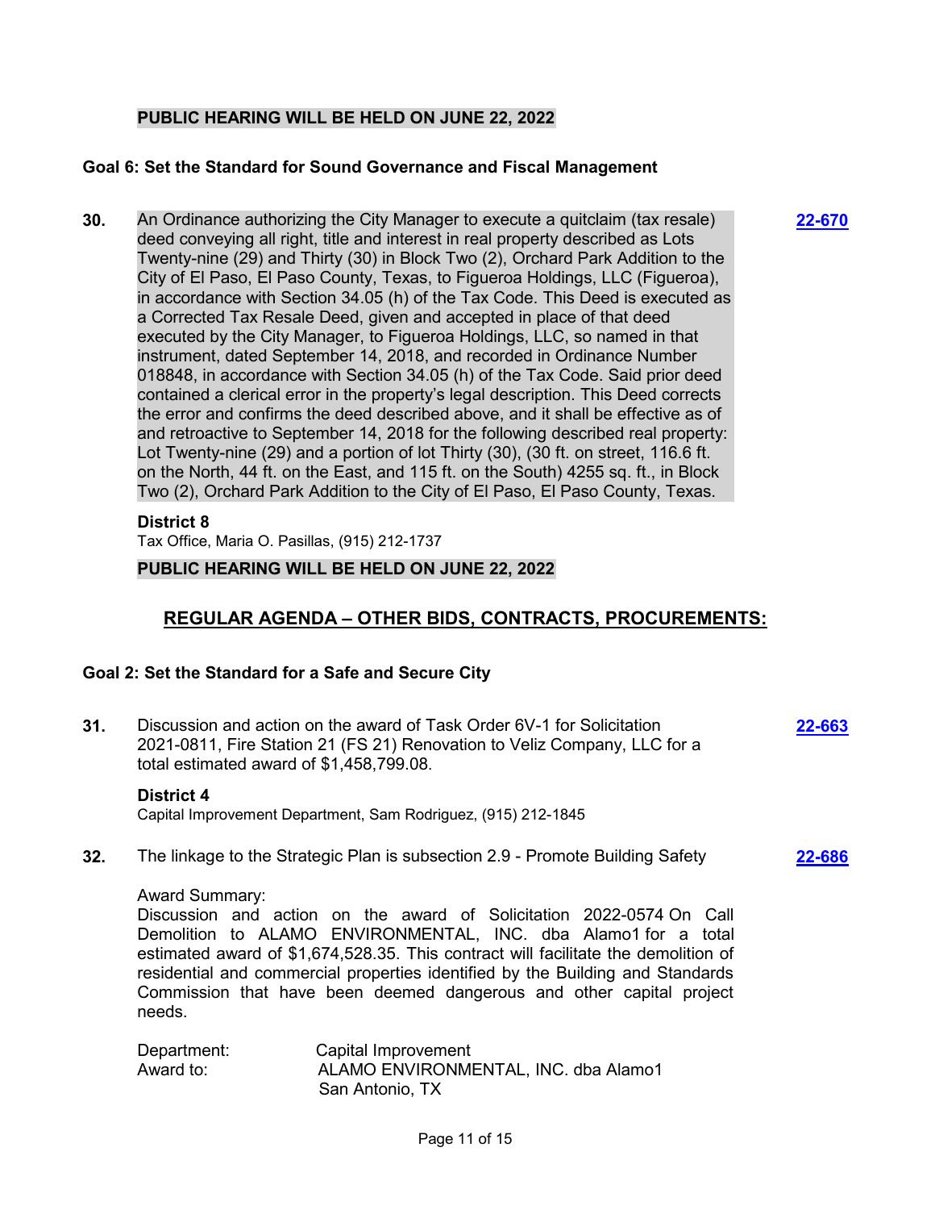**PUBLIC HEARING WILL BE HELD ON JUNE 22, 2022**

### Goal 6: Set the Standard for Sound Governance and Fiscal Management

**30.** An Ordinance authorizing the City Manager to execute a quitclaim (tax resale) deed conveying all right, title and interest in real property described as Lots Twenty-nine (29) and Thirty (30) in Block Two (2), Orchard Park Addition to the City of El Paso, El Paso County, Texas, to Figueroa Holdings, LLC (Figueroa), in accordance with Section 34.05 (h) of the Tax Code. This Deed is executed as a Corrected Tax Resale Deed, given and accepted in place of that deed executed by the City Manager, to Figueroa Holdings, LLC, so named in that instrument, dated September 14, 2018, and recorded in Ordinance Number 018848, in accordance with Section 34.05 (h) of the Tax Code. Said prior deed contained a clerical error in the property's legal description. This Deed corrects the error and confirms the deed described above, and it shall be effective as of and retroactive to September 14, 2018 for the following described real property: Lot Twenty-nine (29) and a portion of lot Thirty (30), (30 ft. on street, 116.6 ft. on the North, 44 ft. on the East, and 115 ft. on the South) 4255 sq. ft., in Block Two (2), Orchard Park Addition to the City of El Paso, El Paso County, Texas. **22-670**

**District 8**

Tax Office, Maria O. Pasillas, (915) 212-1737

**PUBLIC HEARING WILL BE HELD ON JUNE 22, 2022**

## REGULAR AGENDA – OTHER BIDS, CONTRACTS, PROCUREMENTS:

### Goal 2: Set the Standard for a Safe and Secure City

**31.** Discussion and action on the award of Task Order 6V-1 for Solicitation 2021-0811, Fire Station 21 (FS 21) Renovation to Veliz Company, LLC for a total estimated award of $1,458,799.08. **22-663**

**District 4**

Capital Improvement Department, Sam Rodriguez, (915) 212-1845

**32.** The linkage to the Strategic Plan is subsection 2.9 - Promote Building Safety **22-686**

Award Summary:

Discussion and action on the award of Solicitation 2022-0574 On Call Demolition to ALAMO ENVIRONMENTAL, INC. dba Alamo1 for a total estimated award of $1,674,528.35. This contract will facilitate the demolition of residential and commercial properties identified by the Building and Standards Commission that have been deemed dangerous and other capital project needs.

Department: Capital Improvement

Award to: ALAMO ENVIRONMENTAL, INC. dba Alamo1
San Antonio, TX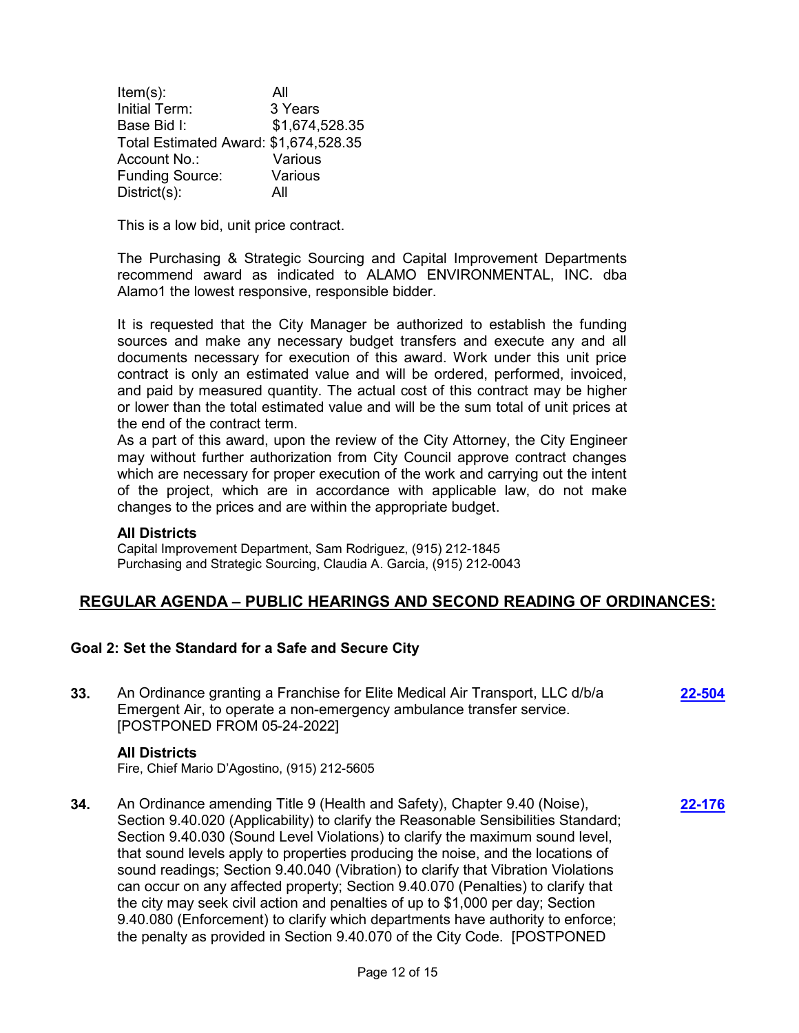Item(s): All
Initial Term: 3 Years
Base Bid I: $1,674,528.35
Total Estimated Award: $1,674,528.35
Account No.: Various
Funding Source: Various
District(s): All

This is a low bid, unit price contract.

The Purchasing & Strategic Sourcing and Capital Improvement Departments recommend award as indicated to ALAMO ENVIRONMENTAL, INC. dba Alamo1 the lowest responsive, responsible bidder.

It is requested that the City Manager be authorized to establish the funding sources and make any necessary budget transfers and execute any and all documents necessary for execution of this award. Work under this unit price contract is only an estimated value and will be ordered, performed, invoiced, and paid by measured quantity. The actual cost of this contract may be higher or lower than the total estimated value and will be the sum total of unit prices at the end of the contract term.
As a part of this award, upon the review of the City Attorney, the City Engineer may without further authorization from City Council approve contract changes which are necessary for proper execution of the work and carrying out the intent of the project, which are in accordance with applicable law, do not make changes to the prices and are within the appropriate budget.

**All Districts**
Capital Improvement Department, Sam Rodriguez, (915) 212-1845
Purchasing and Strategic Sourcing, Claudia A. Garcia, (915) 212-0043

## REGULAR AGENDA – PUBLIC HEARINGS AND SECOND READING OF ORDINANCES:

### Goal 2: Set the Standard for a Safe and Secure City

**33.** An Ordinance granting a Franchise for Elite Medical Air Transport, LLC d/b/a Emergent Air, to operate a non-emergency ambulance transfer service. [POSTPONED FROM 05-24-2022] **22-504**

**All Districts**
Fire, Chief Mario D'Agostino, (915) 212-5605

**34.** An Ordinance amending Title 9 (Health and Safety), Chapter 9.40 (Noise), Section 9.40.020 (Applicability) to clarify the Reasonable Sensibilities Standard; Section 9.40.030 (Sound Level Violations) to clarify the maximum sound level, that sound levels apply to properties producing the noise, and the locations of sound readings; Section 9.40.040 (Vibration) to clarify that Vibration Violations can occur on any affected property; Section 9.40.070 (Penalties) to clarify that the city may seek civil action and penalties of up to $1,000 per day; Section 9.40.080 (Enforcement) to clarify which departments have authority to enforce; the penalty as provided in Section 9.40.070 of the City Code. [POSTPONED **22-176**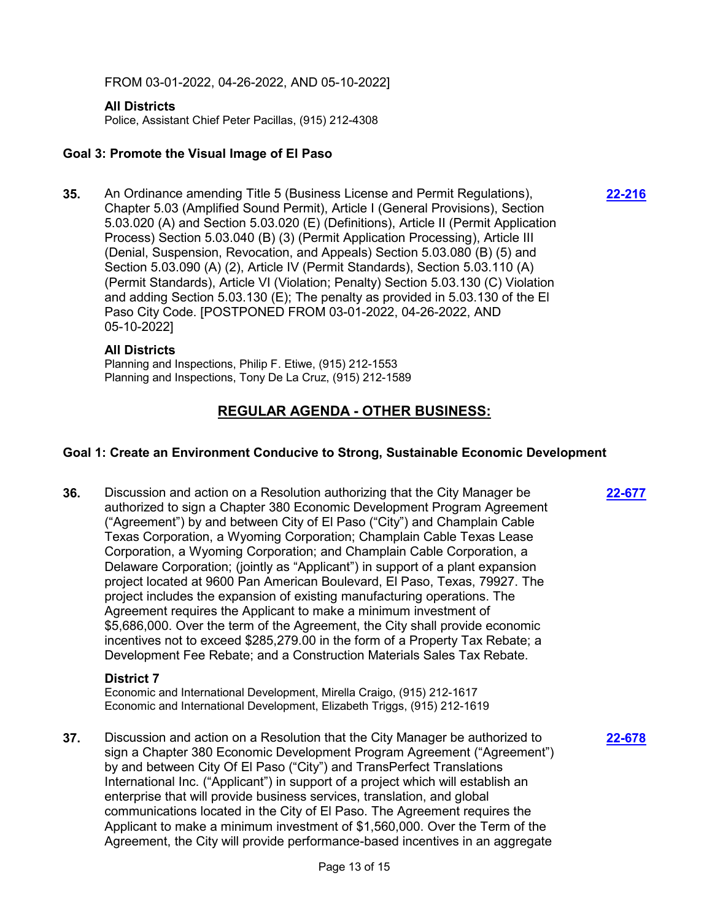FROM 03-01-2022, 04-26-2022, AND 05-10-2022]

**All Districts**
Police, Assistant Chief Peter Pacillas, (915) 212-4308

### Goal 3: Promote the Visual Image of El Paso

**35.** An Ordinance amending Title 5 (Business License and Permit Regulations), Chapter 5.03 (Amplified Sound Permit), Article I (General Provisions), Section 5.03.020 (A) and Section 5.03.020 (E) (Definitions), Article II (Permit Application Process) Section 5.03.040 (B) (3) (Permit Application Processing), Article III (Denial, Suspension, Revocation, and Appeals) Section 5.03.080 (B) (5) and Section 5.03.090 (A) (2), Article IV (Permit Standards), Section 5.03.110 (A) (Permit Standards), Article VI (Violation; Penalty) Section 5.03.130 (C) Violation and adding Section 5.03.130 (E); The penalty as provided in 5.03.130 of the El Paso City Code. [POSTPONED FROM 03-01-2022, 04-26-2022, AND 05-10-2022] **22-216**

**All Districts**
Planning and Inspections, Philip F. Etiwe, (915) 212-1553
Planning and Inspections, Tony De La Cruz, (915) 212-1589

## REGULAR AGENDA - OTHER BUSINESS:

### Goal 1: Create an Environment Conducive to Strong, Sustainable Economic Development

**36.** Discussion and action on a Resolution authorizing that the City Manager be authorized to sign a Chapter 380 Economic Development Program Agreement ("Agreement") by and between City of El Paso ("City") and Champlain Cable Texas Corporation, a Wyoming Corporation; Champlain Cable Texas Lease Corporation, a Wyoming Corporation; and Champlain Cable Corporation, a Delaware Corporation; (jointly as "Applicant") in support of a plant expansion project located at 9600 Pan American Boulevard, El Paso, Texas, 79927. The project includes the expansion of existing manufacturing operations. The Agreement requires the Applicant to make a minimum investment of $5,686,000. Over the term of the Agreement, the City shall provide economic incentives not to exceed $285,279.00 in the form of a Property Tax Rebate; a Development Fee Rebate; and a Construction Materials Sales Tax Rebate. **22-677**

**District 7**
Economic and International Development, Mirella Craigo, (915) 212-1617
Economic and International Development, Elizabeth Triggs, (915) 212-1619

**37.** Discussion and action on a Resolution that the City Manager be authorized to sign a Chapter 380 Economic Development Program Agreement ("Agreement") by and between City Of El Paso ("City") and TransPerfect Translations International Inc. ("Applicant") in support of a project which will establish an enterprise that will provide business services, translation, and global communications located in the City of El Paso. The Agreement requires the Applicant to make a minimum investment of $1,560,000. Over the Term of the Agreement, the City will provide performance-based incentives in an aggregate **22-678**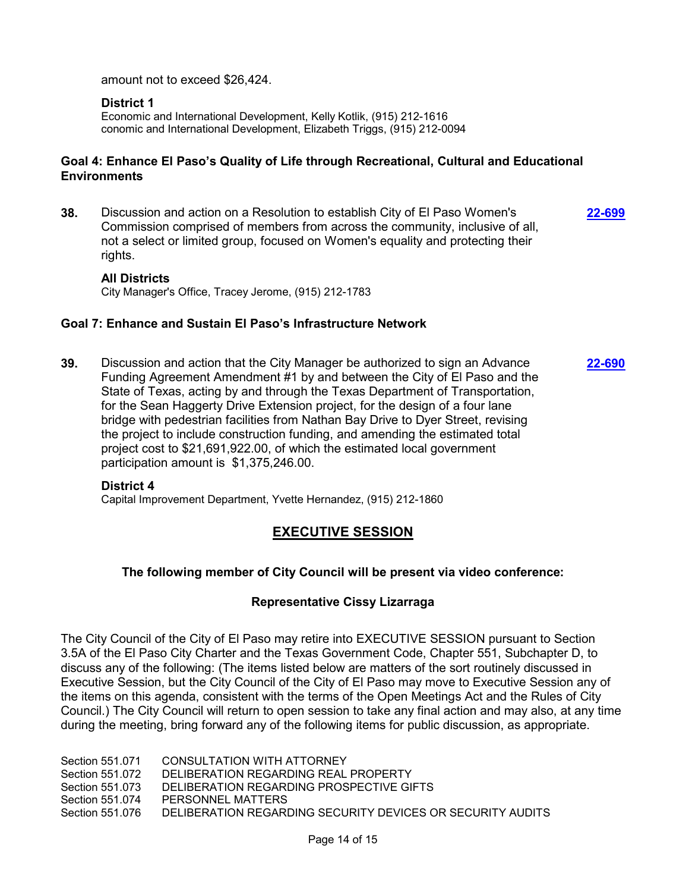amount not to exceed $26,424.

**District 1**
Economic and International Development, Kelly Kotlik, (915) 212-1616
conomic and International Development, Elizabeth Triggs, (915) 212-0094

### Goal 4: Enhance El Paso's Quality of Life through Recreational, Cultural and Educational Environments

**38.** Discussion and action on a Resolution to establish City of El Paso Women's Commission comprised of members from across the community, inclusive of all, not a select or limited group, focused on Women's equality and protecting their rights. **22-699**

**All Districts**
City Manager's Office, Tracey Jerome, (915) 212-1783

### Goal 7: Enhance and Sustain El Paso's Infrastructure Network

**39.** Discussion and action that the City Manager be authorized to sign an Advance Funding Agreement Amendment #1 by and between the City of El Paso and the State of Texas, acting by and through the Texas Department of Transportation, for the Sean Haggerty Drive Extension project, for the design of a four lane bridge with pedestrian facilities from Nathan Bay Drive to Dyer Street, revising the project to include construction funding, and amending the estimated total project cost to $21,691,922.00, of which the estimated local government participation amount is $1,375,246.00. **22-690**

**District 4**
Capital Improvement Department, Yvette Hernandez, (915) 212-1860

## EXECUTIVE SESSION

**The following member of City Council will be present via video conference:**

**Representative Cissy Lizarraga**

The City Council of the City of El Paso may retire into EXECUTIVE SESSION pursuant to Section 3.5A of the El Paso City Charter and the Texas Government Code, Chapter 551, Subchapter D, to discuss any of the following: (The items listed below are matters of the sort routinely discussed in Executive Session, but the City Council of the City of El Paso may move to Executive Session any of the items on this agenda, consistent with the terms of the Open Meetings Act and the Rules of City Council.) The City Council will return to open session to take any final action and may also, at any time during the meeting, bring forward any of the following items for public discussion, as appropriate.

Section 551.071 CONSULTATION WITH ATTORNEY
Section 551.072 DELIBERATION REGARDING REAL PROPERTY
Section 551.073 DELIBERATION REGARDING PROSPECTIVE GIFTS
Section 551.074 PERSONNEL MATTERS
Section 551.076 DELIBERATION REGARDING SECURITY DEVICES OR SECURITY AUDITS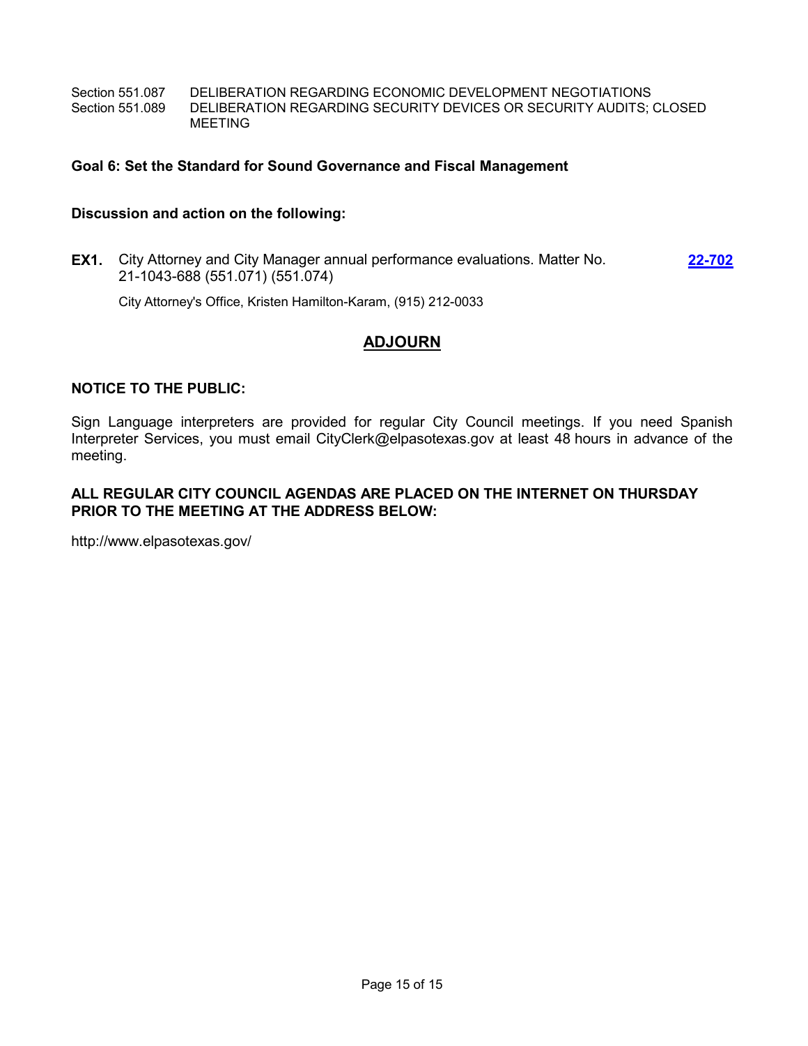Section 551.087 DELIBERATION REGARDING ECONOMIC DEVELOPMENT NEGOTIATIONS
Section 551.089 DELIBERATION REGARDING SECURITY DEVICES OR SECURITY AUDITS; CLOSED MEETING

**Goal 6: Set the Standard for Sound Governance and Fiscal Management**

**Discussion and action on the following:**

**EX1.** City Attorney and City Manager annual performance evaluations. Matter No. 21-1043-688 (551.071) (551.074) **22-702**

City Attorney's Office, Kristen Hamilton-Karam, (915) 212-0033

## ADJOURN

**NOTICE TO THE PUBLIC:**

Sign Language interpreters are provided for regular City Council meetings. If you need Spanish Interpreter Services, you must email CityClerk@elpasotexas.gov at least 48 hours in advance of the meeting.

**ALL REGULAR CITY COUNCIL AGENDAS ARE PLACED ON THE INTERNET ON THURSDAY PRIOR TO THE MEETING AT THE ADDRESS BELOW:**

http://www.elpasotexas.gov/